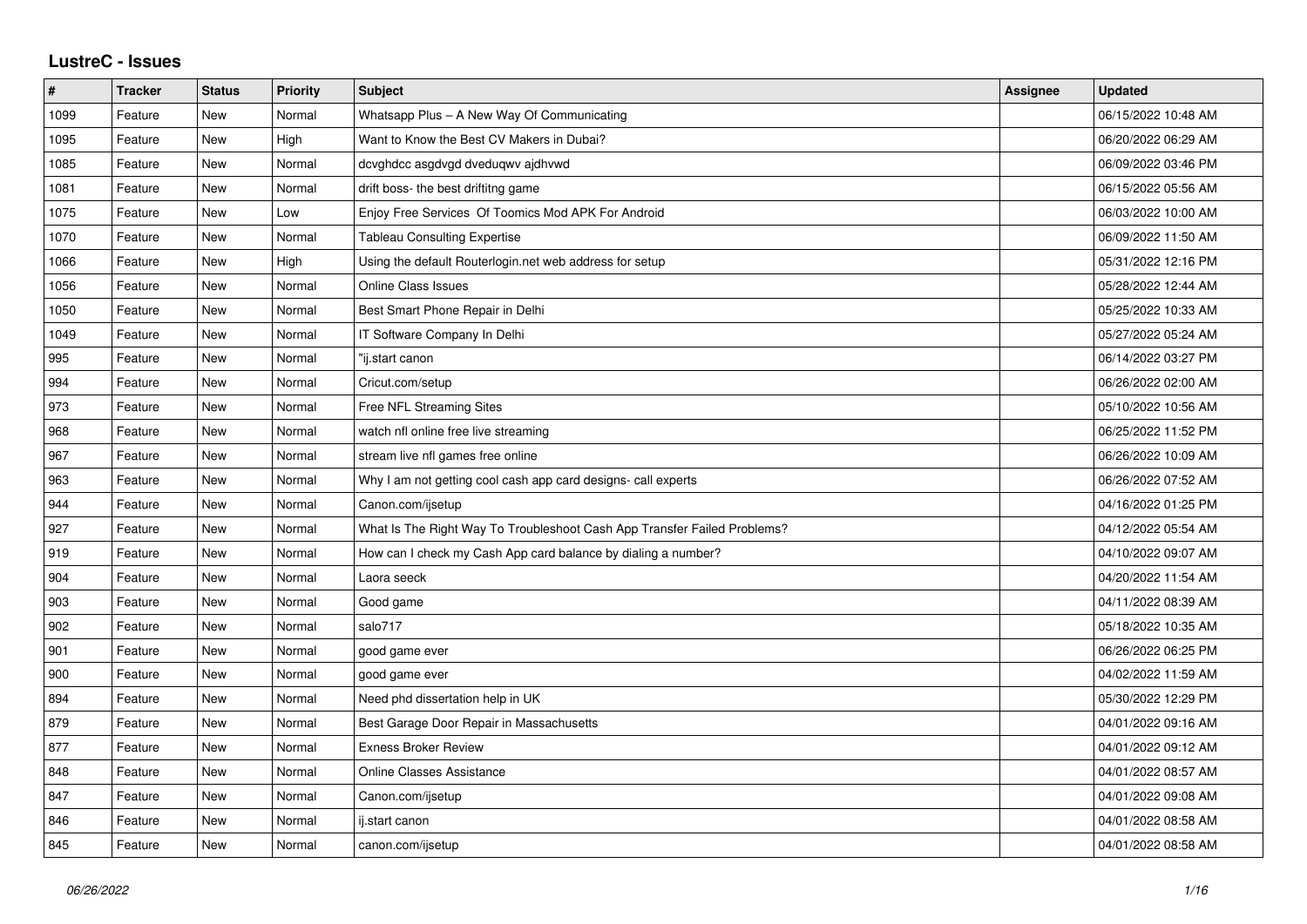# LustreC - Issues

| # | Tracker | Status | Priority | Subject | Assignee | Updated |
|---|---|---|---|---|---|---|
| 1099 | Feature | New | Normal | Whatsapp Plus – A New Way Of Communicating | | 06/15/2022 10:48 AM |
| 1095 | Feature | New | High | Want to Know the Best CV Makers in Dubai? | | 06/20/2022 06:29 AM |
| 1085 | Feature | New | Normal | dcvghdcc asgdvgd dveduqwv ajdhvwd | | 06/09/2022 03:46 PM |
| 1081 | Feature | New | Normal | drift boss- the best driftitng game | | 06/15/2022 05:56 AM |
| 1075 | Feature | New | Low | Enjoy Free Services Of Toomics Mod APK For Android | | 06/03/2022 10:00 AM |
| 1070 | Feature | New | Normal | Tableau Consulting Expertise | | 06/09/2022 11:50 AM |
| 1066 | Feature | New | High | Using the default Routerlogin.net web address for setup | | 05/31/2022 12:16 PM |
| 1056 | Feature | New | Normal | Online Class Issues | | 05/28/2022 12:44 AM |
| 1050 | Feature | New | Normal | Best Smart Phone Repair in Delhi | | 05/25/2022 10:33 AM |
| 1049 | Feature | New | Normal | IT Software Company In Delhi | | 05/27/2022 05:24 AM |
| 995 | Feature | New | Normal | "ij.start canon | | 06/14/2022 03:27 PM |
| 994 | Feature | New | Normal | Cricut.com/setup | | 06/26/2022 02:00 AM |
| 973 | Feature | New | Normal | Free NFL Streaming Sites | | 05/10/2022 10:56 AM |
| 968 | Feature | New | Normal | watch nfl online free live streaming | | 06/25/2022 11:52 PM |
| 967 | Feature | New | Normal | stream live nfl games free online | | 06/26/2022 10:09 AM |
| 963 | Feature | New | Normal | Why I am not getting cool cash app card designs- call experts | | 06/26/2022 07:52 AM |
| 944 | Feature | New | Normal | Canon.com/ijsetup | | 04/16/2022 01:25 PM |
| 927 | Feature | New | Normal | What Is The Right Way To Troubleshoot Cash App Transfer Failed Problems? | | 04/12/2022 05:54 AM |
| 919 | Feature | New | Normal | How can I check my Cash App card balance by dialing a number? | | 04/10/2022 09:07 AM |
| 904 | Feature | New | Normal | Laora seeck | | 04/20/2022 11:54 AM |
| 903 | Feature | New | Normal | Good game | | 04/11/2022 08:39 AM |
| 902 | Feature | New | Normal | salo717 | | 05/18/2022 10:35 AM |
| 901 | Feature | New | Normal | good game ever | | 06/26/2022 06:25 PM |
| 900 | Feature | New | Normal | good game ever | | 04/02/2022 11:59 AM |
| 894 | Feature | New | Normal | Need phd dissertation help in UK | | 05/30/2022 12:29 PM |
| 879 | Feature | New | Normal | Best Garage Door Repair in Massachusetts | | 04/01/2022 09:16 AM |
| 877 | Feature | New | Normal | Exness Broker Review | | 04/01/2022 09:12 AM |
| 848 | Feature | New | Normal | Online Classes Assistance | | 04/01/2022 08:57 AM |
| 847 | Feature | New | Normal | Canon.com/ijsetup | | 04/01/2022 09:08 AM |
| 846 | Feature | New | Normal | ij.start canon | | 04/01/2022 08:58 AM |
| 845 | Feature | New | Normal | canon.com/ijsetup | | 04/01/2022 08:58 AM |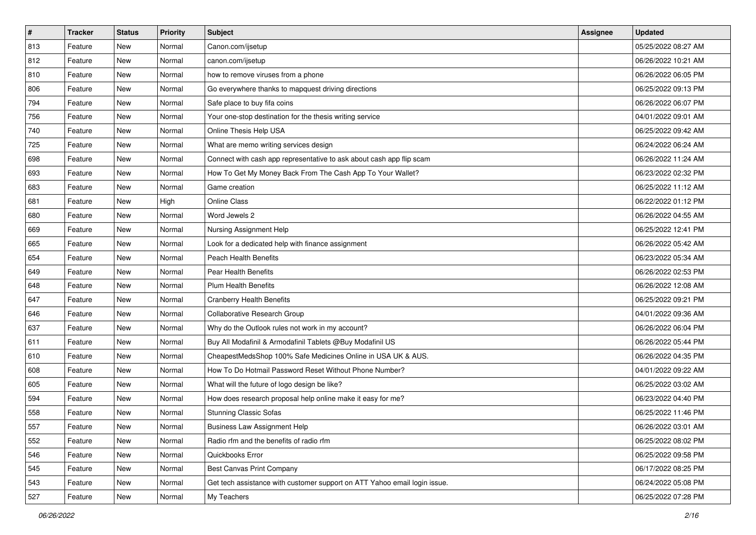| # | Tracker | Status | Priority | Subject | Assignee | Updated |
|---|---|---|---|---|---|---|
| 813 | Feature | New | Normal | Canon.com/ijsetup | | 05/25/2022 08:27 AM |
| 812 | Feature | New | Normal | canon.com/ijsetup | | 06/26/2022 10:21 AM |
| 810 | Feature | New | Normal | how to remove viruses from a phone | | 06/26/2022 06:05 PM |
| 806 | Feature | New | Normal | Go everywhere thanks to mapquest driving directions | | 06/25/2022 09:13 PM |
| 794 | Feature | New | Normal | Safe place to buy fifa coins | | 06/26/2022 06:07 PM |
| 756 | Feature | New | Normal | Your one-stop destination for the thesis writing service | | 04/01/2022 09:01 AM |
| 740 | Feature | New | Normal | Online Thesis Help USA | | 06/25/2022 09:42 AM |
| 725 | Feature | New | Normal | What are memo writing services design | | 06/24/2022 06:24 AM |
| 698 | Feature | New | Normal | Connect with cash app representative to ask about cash app flip scam | | 06/26/2022 11:24 AM |
| 693 | Feature | New | Normal | How To Get My Money Back From The Cash App To Your Wallet? | | 06/23/2022 02:32 PM |
| 683 | Feature | New | Normal | Game creation | | 06/25/2022 11:12 AM |
| 681 | Feature | New | High | Online Class | | 06/22/2022 01:12 PM |
| 680 | Feature | New | Normal | Word Jewels 2 | | 06/26/2022 04:55 AM |
| 669 | Feature | New | Normal | Nursing Assignment Help | | 06/25/2022 12:41 PM |
| 665 | Feature | New | Normal | Look for a dedicated help with finance assignment | | 06/26/2022 05:42 AM |
| 654 | Feature | New | Normal | Peach Health Benefits | | 06/23/2022 05:34 AM |
| 649 | Feature | New | Normal | Pear Health Benefits | | 06/26/2022 02:53 PM |
| 648 | Feature | New | Normal | Plum Health Benefits | | 06/26/2022 12:08 AM |
| 647 | Feature | New | Normal | Cranberry Health Benefits | | 06/25/2022 09:21 PM |
| 646 | Feature | New | Normal | Collaborative Research Group | | 04/01/2022 09:36 AM |
| 637 | Feature | New | Normal | Why do the Outlook rules not work in my account? | | 06/26/2022 06:04 PM |
| 611 | Feature | New | Normal | Buy All Modafinil & Armodafinil Tablets @Buy Modafinil US | | 06/26/2022 05:44 PM |
| 610 | Feature | New | Normal | CheapestMedsShop 100% Safe Medicines Online in USA UK & AUS. | | 06/26/2022 04:35 PM |
| 608 | Feature | New | Normal | How To Do Hotmail Password Reset Without Phone Number? | | 04/01/2022 09:22 AM |
| 605 | Feature | New | Normal | What will the future of logo design be like? | | 06/25/2022 03:02 AM |
| 594 | Feature | New | Normal | How does research proposal help online make it easy for me? | | 06/23/2022 04:40 PM |
| 558 | Feature | New | Normal | Stunning Classic Sofas | | 06/25/2022 11:46 PM |
| 557 | Feature | New | Normal | Business Law Assignment Help | | 06/26/2022 03:01 AM |
| 552 | Feature | New | Normal | Radio rfm and the benefits of radio rfm | | 06/25/2022 08:02 PM |
| 546 | Feature | New | Normal | Quickbooks Error | | 06/25/2022 09:58 PM |
| 545 | Feature | New | Normal | Best Canvas Print Company | | 06/17/2022 08:25 PM |
| 543 | Feature | New | Normal | Get tech assistance with customer support on ATT Yahoo email login issue. | | 06/24/2022 05:08 PM |
| 527 | Feature | New | Normal | My Teachers | | 06/25/2022 07:28 PM |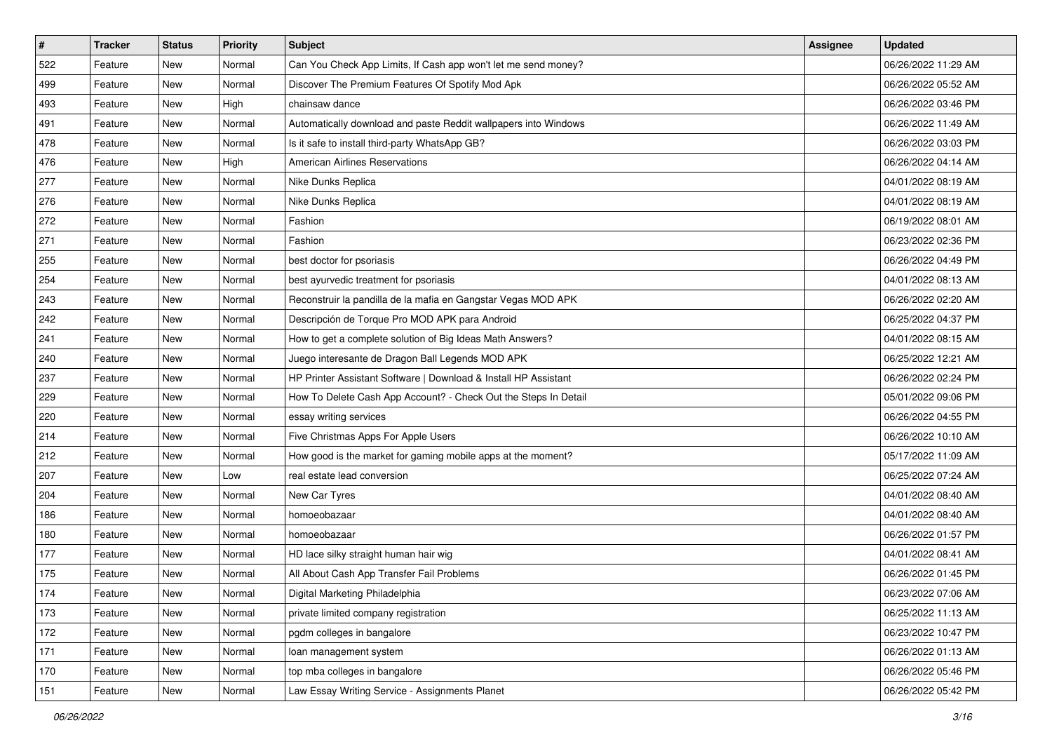| # | Tracker | Status | Priority | Subject | Assignee | Updated |
|---|---|---|---|---|---|---|
| 522 | Feature | New | Normal | Can You Check App Limits, If Cash app won't let me send money? | | 06/26/2022 11:29 AM |
| 499 | Feature | New | Normal | Discover The Premium Features Of Spotify Mod Apk | | 06/26/2022 05:52 AM |
| 493 | Feature | New | High | chainsaw dance | | 06/26/2022 03:46 PM |
| 491 | Feature | New | Normal | Automatically download and paste Reddit wallpapers into Windows | | 06/26/2022 11:49 AM |
| 478 | Feature | New | Normal | Is it safe to install third-party WhatsApp GB? | | 06/26/2022 03:03 PM |
| 476 | Feature | New | High | American Airlines Reservations | | 06/26/2022 04:14 AM |
| 277 | Feature | New | Normal | Nike Dunks Replica | | 04/01/2022 08:19 AM |
| 276 | Feature | New | Normal | Nike Dunks Replica | | 04/01/2022 08:19 AM |
| 272 | Feature | New | Normal | Fashion | | 06/19/2022 08:01 AM |
| 271 | Feature | New | Normal | Fashion | | 06/23/2022 02:36 PM |
| 255 | Feature | New | Normal | best doctor for psoriasis | | 06/26/2022 04:49 PM |
| 254 | Feature | New | Normal | best ayurvedic treatment for psoriasis | | 04/01/2022 08:13 AM |
| 243 | Feature | New | Normal | Reconstruir la pandilla de la mafia en Gangstar Vegas MOD APK | | 06/26/2022 02:20 AM |
| 242 | Feature | New | Normal | Descripción de Torque Pro MOD APK para Android | | 06/25/2022 04:37 PM |
| 241 | Feature | New | Normal | How to get a complete solution of Big Ideas Math Answers? | | 04/01/2022 08:15 AM |
| 240 | Feature | New | Normal | Juego interesante de Dragon Ball Legends MOD APK | | 06/25/2022 12:21 AM |
| 237 | Feature | New | Normal | HP Printer Assistant Software \| Download & Install HP Assistant | | 06/26/2022 02:24 PM |
| 229 | Feature | New | Normal | How To Delete Cash App Account? - Check Out the Steps In Detail | | 05/01/2022 09:06 PM |
| 220 | Feature | New | Normal | essay writing services | | 06/26/2022 04:55 PM |
| 214 | Feature | New | Normal | Five Christmas Apps For Apple Users | | 06/26/2022 10:10 AM |
| 212 | Feature | New | Normal | How good is the market for gaming mobile apps at the moment? | | 05/17/2022 11:09 AM |
| 207 | Feature | New | Low | real estate lead conversion | | 06/25/2022 07:24 AM |
| 204 | Feature | New | Normal | New Car Tyres | | 04/01/2022 08:40 AM |
| 186 | Feature | New | Normal | homoeobazaar | | 04/01/2022 08:40 AM |
| 180 | Feature | New | Normal | homoeobazaar | | 06/26/2022 01:57 PM |
| 177 | Feature | New | Normal | HD lace silky straight human hair wig | | 04/01/2022 08:41 AM |
| 175 | Feature | New | Normal | All About Cash App Transfer Fail Problems | | 06/26/2022 01:45 PM |
| 174 | Feature | New | Normal | Digital Marketing Philadelphia | | 06/23/2022 07:06 AM |
| 173 | Feature | New | Normal | private limited company registration | | 06/25/2022 11:13 AM |
| 172 | Feature | New | Normal | pgdm colleges in bangalore | | 06/23/2022 10:47 PM |
| 171 | Feature | New | Normal | loan management system | | 06/26/2022 01:13 AM |
| 170 | Feature | New | Normal | top mba colleges in bangalore | | 06/26/2022 05:46 PM |
| 151 | Feature | New | Normal | Law Essay Writing Service - Assignments Planet | | 06/26/2022 05:42 PM |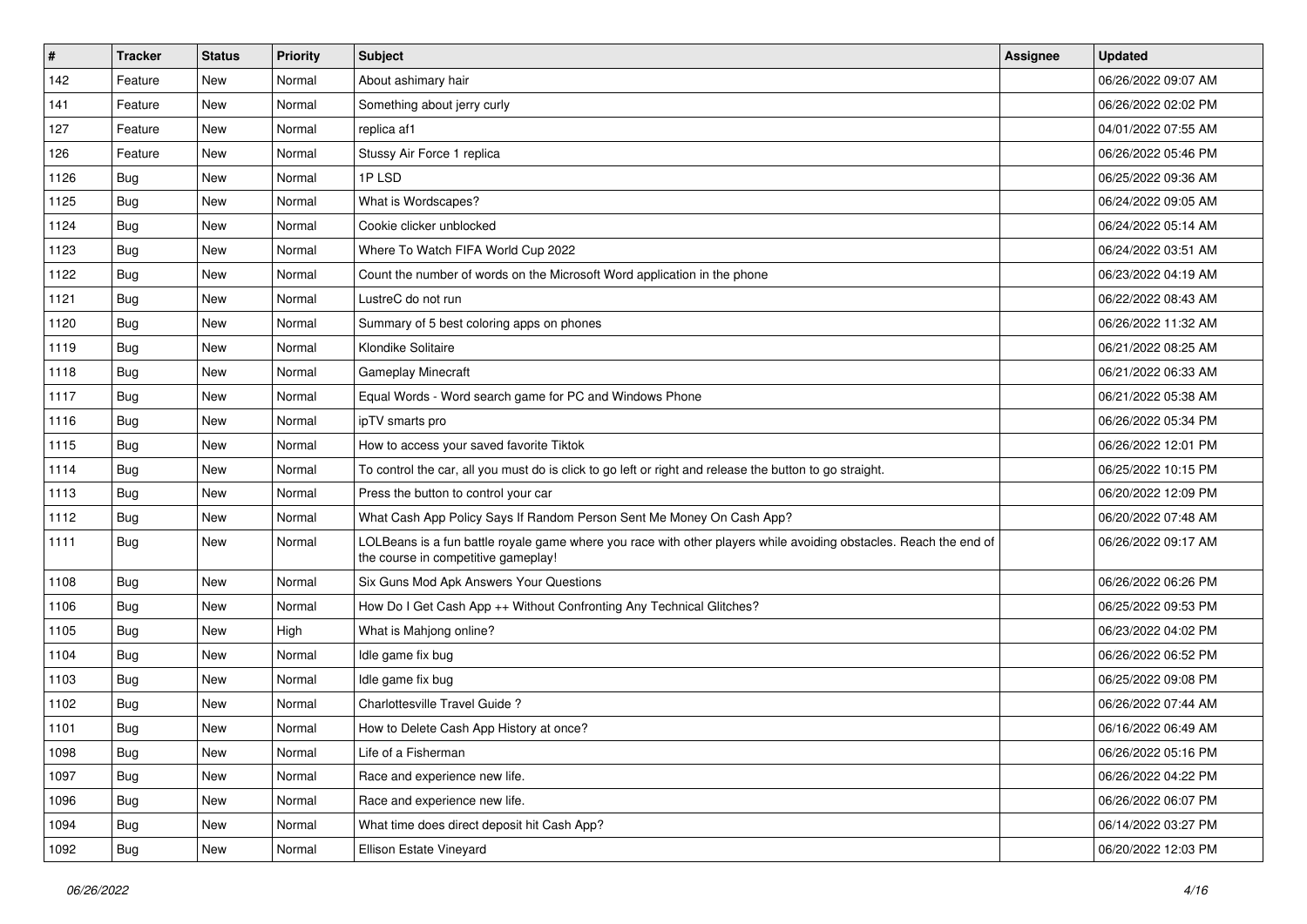| # | Tracker | Status | Priority | Subject | Assignee | Updated |
|---|---|---|---|---|---|---|
| 142 | Feature | New | Normal | About ashimary hair | | 06/26/2022 09:07 AM |
| 141 | Feature | New | Normal | Something about jerry curly | | 06/26/2022 02:02 PM |
| 127 | Feature | New | Normal | replica af1 | | 04/01/2022 07:55 AM |
| 126 | Feature | New | Normal | Stussy Air Force 1 replica | | 06/26/2022 05:46 PM |
| 1126 | Bug | New | Normal | 1P LSD | | 06/25/2022 09:36 AM |
| 1125 | Bug | New | Normal | What is Wordscapes? | | 06/24/2022 09:05 AM |
| 1124 | Bug | New | Normal | Cookie clicker unblocked | | 06/24/2022 05:14 AM |
| 1123 | Bug | New | Normal | Where To Watch FIFA World Cup 2022 | | 06/24/2022 03:51 AM |
| 1122 | Bug | New | Normal | Count the number of words on the Microsoft Word application in the phone | | 06/23/2022 04:19 AM |
| 1121 | Bug | New | Normal | LustreC do not run | | 06/22/2022 08:43 AM |
| 1120 | Bug | New | Normal | Summary of 5 best coloring apps on phones | | 06/26/2022 11:32 AM |
| 1119 | Bug | New | Normal | Klondike Solitaire | | 06/21/2022 08:25 AM |
| 1118 | Bug | New | Normal | Gameplay Minecraft | | 06/21/2022 06:33 AM |
| 1117 | Bug | New | Normal | Equal Words - Word search game for PC and Windows Phone | | 06/21/2022 05:38 AM |
| 1116 | Bug | New | Normal | ipTV smarts pro | | 06/26/2022 05:34 PM |
| 1115 | Bug | New | Normal | How to access your saved favorite Tiktok | | 06/26/2022 12:01 PM |
| 1114 | Bug | New | Normal | To control the car, all you must do is click to go left or right and release the button to go straight. | | 06/25/2022 10:15 PM |
| 1113 | Bug | New | Normal | Press the button to control your car | | 06/20/2022 12:09 PM |
| 1112 | Bug | New | Normal | What Cash App Policy Says If Random Person Sent Me Money On Cash App? | | 06/20/2022 07:48 AM |
| 1111 | Bug | New | Normal | LOLBeans is a fun battle royale game where you race with other players while avoiding obstacles. Reach the end of the course in competitive gameplay! | | 06/26/2022 09:17 AM |
| 1108 | Bug | New | Normal | Six Guns Mod Apk Answers Your Questions | | 06/26/2022 06:26 PM |
| 1106 | Bug | New | Normal | How Do I Get Cash App ++ Without Confronting Any Technical Glitches? | | 06/25/2022 09:53 PM |
| 1105 | Bug | New | High | What is Mahjong online? | | 06/23/2022 04:02 PM |
| 1104 | Bug | New | Normal | Idle game fix bug | | 06/26/2022 06:52 PM |
| 1103 | Bug | New | Normal | Idle game fix bug | | 06/25/2022 09:08 PM |
| 1102 | Bug | New | Normal | Charlottesville Travel Guide ? | | 06/26/2022 07:44 AM |
| 1101 | Bug | New | Normal | How to Delete Cash App History at once? | | 06/16/2022 06:49 AM |
| 1098 | Bug | New | Normal | Life of a Fisherman | | 06/26/2022 05:16 PM |
| 1097 | Bug | New | Normal | Race and experience new life. | | 06/26/2022 04:22 PM |
| 1096 | Bug | New | Normal | Race and experience new life. | | 06/26/2022 06:07 PM |
| 1094 | Bug | New | Normal | What time does direct deposit hit Cash App? | | 06/14/2022 03:27 PM |
| 1092 | Bug | New | Normal | Ellison Estate Vineyard | | 06/20/2022 12:03 PM |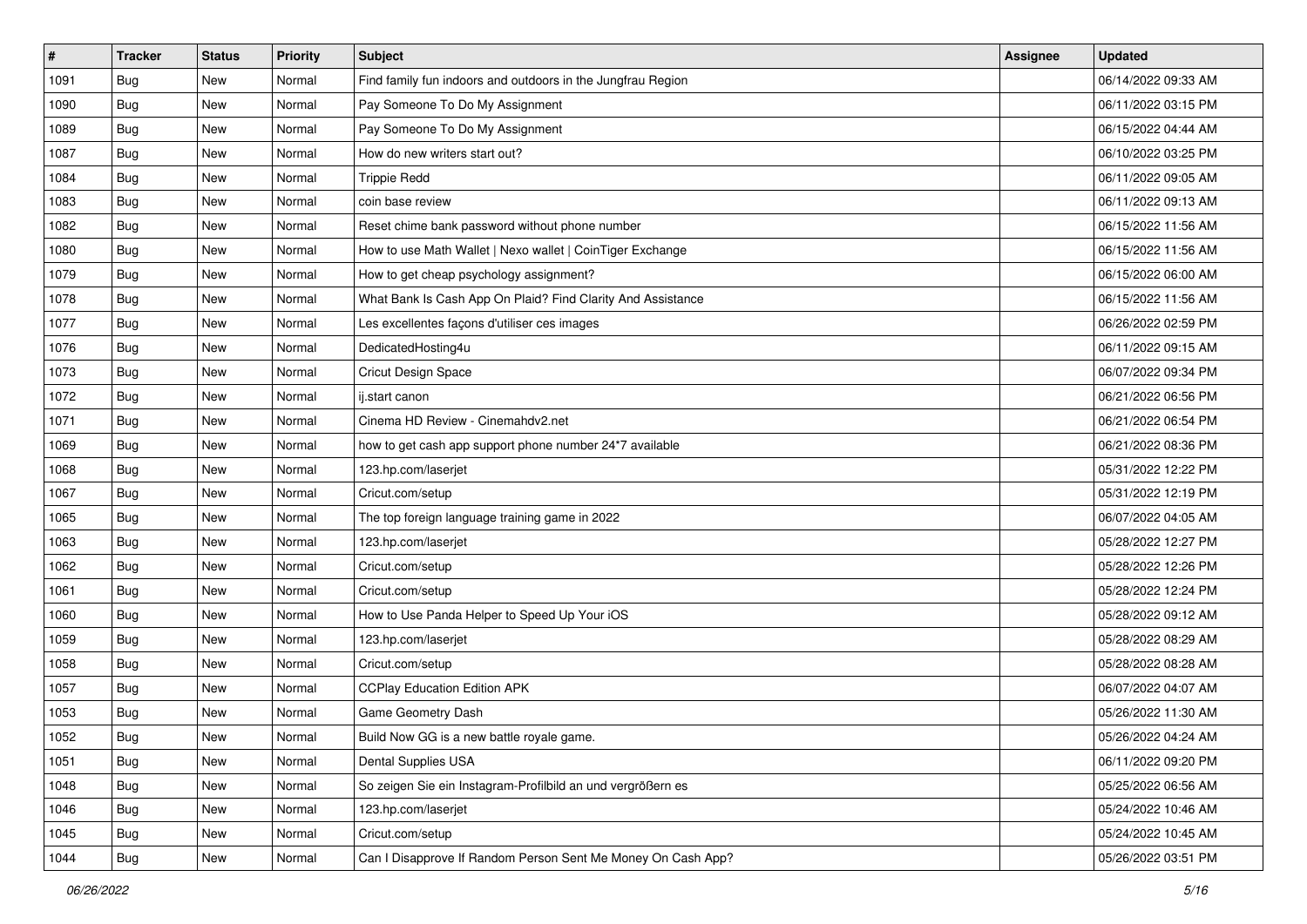| # | Tracker | Status | Priority | Subject | Assignee | Updated |
|---|---|---|---|---|---|---|
| 1091 | Bug | New | Normal | Find family fun indoors and outdoors in the Jungfrau Region | | 06/14/2022 09:33 AM |
| 1090 | Bug | New | Normal | Pay Someone To Do My Assignment | | 06/11/2022 03:15 PM |
| 1089 | Bug | New | Normal | Pay Someone To Do My Assignment | | 06/15/2022 04:44 AM |
| 1087 | Bug | New | Normal | How do new writers start out? | | 06/10/2022 03:25 PM |
| 1084 | Bug | New | Normal | Trippie Redd | | 06/11/2022 09:05 AM |
| 1083 | Bug | New | Normal | coin base review | | 06/11/2022 09:13 AM |
| 1082 | Bug | New | Normal | Reset chime bank password without phone number | | 06/15/2022 11:56 AM |
| 1080 | Bug | New | Normal | How to use Math Wallet \| Nexo wallet \| CoinTiger Exchange | | 06/15/2022 11:56 AM |
| 1079 | Bug | New | Normal | How to get cheap psychology assignment? | | 06/15/2022 06:00 AM |
| 1078 | Bug | New | Normal | What Bank Is Cash App On Plaid? Find Clarity And Assistance | | 06/15/2022 11:56 AM |
| 1077 | Bug | New | Normal | Les excellentes façons d'utiliser ces images | | 06/26/2022 02:59 PM |
| 1076 | Bug | New | Normal | DedicatedHosting4u | | 06/11/2022 09:15 AM |
| 1073 | Bug | New | Normal | Cricut Design Space | | 06/07/2022 09:34 PM |
| 1072 | Bug | New | Normal | ij.start canon | | 06/21/2022 06:56 PM |
| 1071 | Bug | New | Normal | Cinema HD Review - Cinemahdv2.net | | 06/21/2022 06:54 PM |
| 1069 | Bug | New | Normal | how to get cash app support phone number 24*7 available | | 06/21/2022 08:36 PM |
| 1068 | Bug | New | Normal | 123.hp.com/laserjet | | 05/31/2022 12:22 PM |
| 1067 | Bug | New | Normal | Cricut.com/setup | | 05/31/2022 12:19 PM |
| 1065 | Bug | New | Normal | The top foreign language training game in 2022 | | 06/07/2022 04:05 AM |
| 1063 | Bug | New | Normal | 123.hp.com/laserjet | | 05/28/2022 12:27 PM |
| 1062 | Bug | New | Normal | Cricut.com/setup | | 05/28/2022 12:26 PM |
| 1061 | Bug | New | Normal | Cricut.com/setup | | 05/28/2022 12:24 PM |
| 1060 | Bug | New | Normal | How to Use Panda Helper to Speed Up Your iOS | | 05/28/2022 09:12 AM |
| 1059 | Bug | New | Normal | 123.hp.com/laserjet | | 05/28/2022 08:29 AM |
| 1058 | Bug | New | Normal | Cricut.com/setup | | 05/28/2022 08:28 AM |
| 1057 | Bug | New | Normal | CCPlay Education Edition APK | | 06/07/2022 04:07 AM |
| 1053 | Bug | New | Normal | Game Geometry Dash | | 05/26/2022 11:30 AM |
| 1052 | Bug | New | Normal | Build Now GG is a new battle royale game. | | 05/26/2022 04:24 AM |
| 1051 | Bug | New | Normal | Dental Supplies USA | | 06/11/2022 09:20 PM |
| 1048 | Bug | New | Normal | So zeigen Sie ein Instagram-Profilbild an und vergrößern es | | 05/25/2022 06:56 AM |
| 1046 | Bug | New | Normal | 123.hp.com/laserjet | | 05/24/2022 10:46 AM |
| 1045 | Bug | New | Normal | Cricut.com/setup | | 05/24/2022 10:45 AM |
| 1044 | Bug | New | Normal | Can I Disapprove If Random Person Sent Me Money On Cash App? | | 05/26/2022 03:51 PM |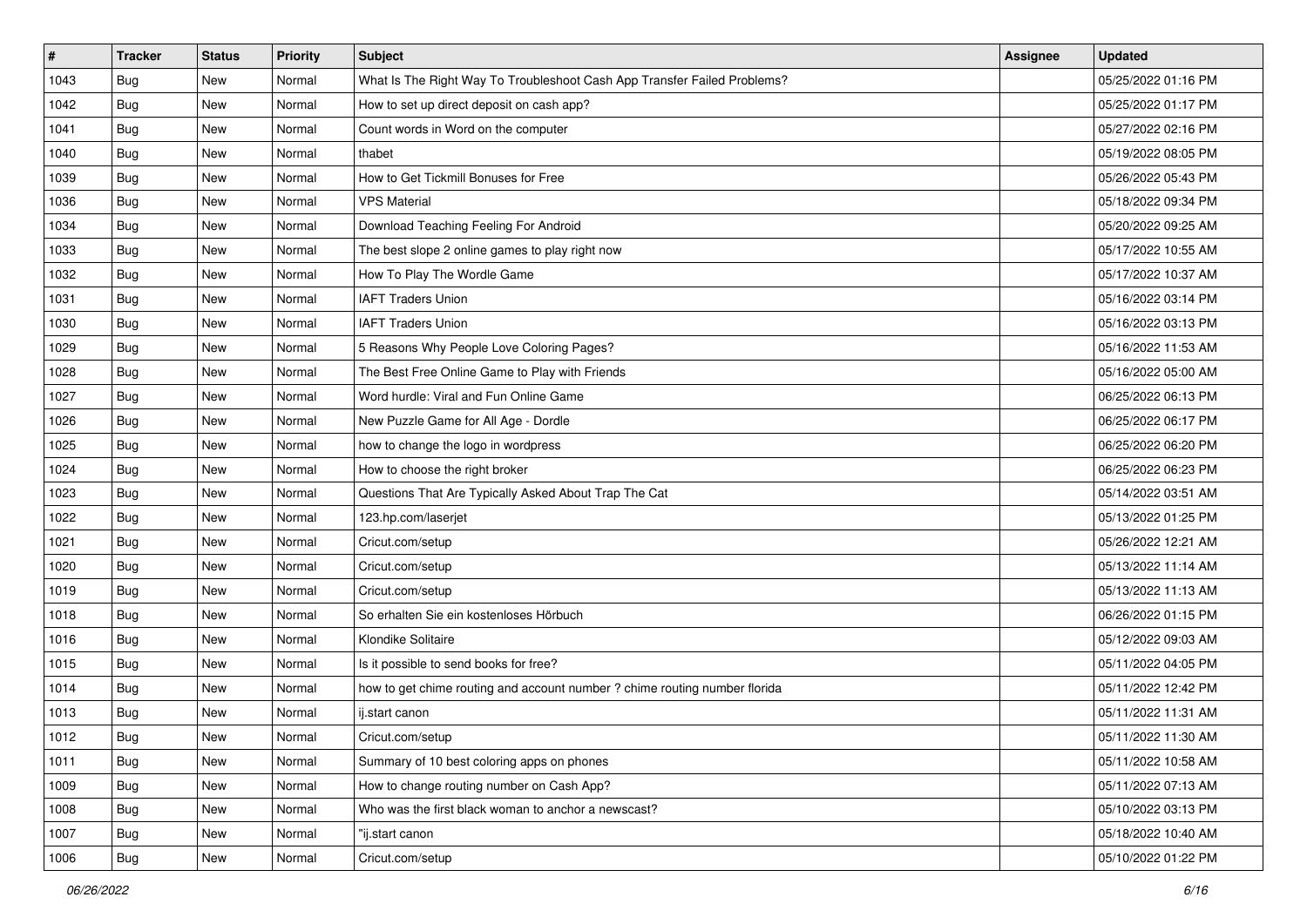| # | Tracker | Status | Priority | Subject | Assignee | Updated |
|---|---|---|---|---|---|---|
| 1043 | Bug | New | Normal | What Is The Right Way To Troubleshoot Cash App Transfer Failed Problems? | | 05/25/2022 01:16 PM |
| 1042 | Bug | New | Normal | How to set up direct deposit on cash app? | | 05/25/2022 01:17 PM |
| 1041 | Bug | New | Normal | Count words in Word on the computer | | 05/27/2022 02:16 PM |
| 1040 | Bug | New | Normal | thabet | | 05/19/2022 08:05 PM |
| 1039 | Bug | New | Normal | How to Get Tickmill Bonuses for Free | | 05/26/2022 05:43 PM |
| 1036 | Bug | New | Normal | VPS Material | | 05/18/2022 09:34 PM |
| 1034 | Bug | New | Normal | Download Teaching Feeling For Android | | 05/20/2022 09:25 AM |
| 1033 | Bug | New | Normal | The best slope 2 online games to play right now | | 05/17/2022 10:55 AM |
| 1032 | Bug | New | Normal | How To Play The Wordle Game | | 05/17/2022 10:37 AM |
| 1031 | Bug | New | Normal | IAFT Traders Union | | 05/16/2022 03:14 PM |
| 1030 | Bug | New | Normal | IAFT Traders Union | | 05/16/2022 03:13 PM |
| 1029 | Bug | New | Normal | 5 Reasons Why People Love Coloring Pages? | | 05/16/2022 11:53 AM |
| 1028 | Bug | New | Normal | The Best Free Online Game to Play with Friends | | 05/16/2022 05:00 AM |
| 1027 | Bug | New | Normal | Word hurdle: Viral and Fun Online Game | | 06/25/2022 06:13 PM |
| 1026 | Bug | New | Normal | New Puzzle Game for All Age - Dordle | | 06/25/2022 06:17 PM |
| 1025 | Bug | New | Normal | how to change the logo in wordpress | | 06/25/2022 06:20 PM |
| 1024 | Bug | New | Normal | How to choose the right broker | | 06/25/2022 06:23 PM |
| 1023 | Bug | New | Normal | Questions That Are Typically Asked About Trap The Cat | | 05/14/2022 03:51 AM |
| 1022 | Bug | New | Normal | 123.hp.com/laserjet | | 05/13/2022 01:25 PM |
| 1021 | Bug | New | Normal | Cricut.com/setup | | 05/26/2022 12:21 AM |
| 1020 | Bug | New | Normal | Cricut.com/setup | | 05/13/2022 11:14 AM |
| 1019 | Bug | New | Normal | Cricut.com/setup | | 05/13/2022 11:13 AM |
| 1018 | Bug | New | Normal | So erhalten Sie ein kostenloses Hörbuch | | 06/26/2022 01:15 PM |
| 1016 | Bug | New | Normal | Klondike Solitaire | | 05/12/2022 09:03 AM |
| 1015 | Bug | New | Normal | Is it possible to send books for free? | | 05/11/2022 04:05 PM |
| 1014 | Bug | New | Normal | how to get chime routing and account number ? chime routing number florida | | 05/11/2022 12:42 PM |
| 1013 | Bug | New | Normal | ij.start canon | | 05/11/2022 11:31 AM |
| 1012 | Bug | New | Normal | Cricut.com/setup | | 05/11/2022 11:30 AM |
| 1011 | Bug | New | Normal | Summary of 10 best coloring apps on phones | | 05/11/2022 10:58 AM |
| 1009 | Bug | New | Normal | How to change routing number on Cash App? | | 05/11/2022 07:13 AM |
| 1008 | Bug | New | Normal | Who was the first black woman to anchor a newscast? | | 05/10/2022 03:13 PM |
| 1007 | Bug | New | Normal | "ij.start canon | | 05/18/2022 10:40 AM |
| 1006 | Bug | New | Normal | Cricut.com/setup | | 05/10/2022 01:22 PM |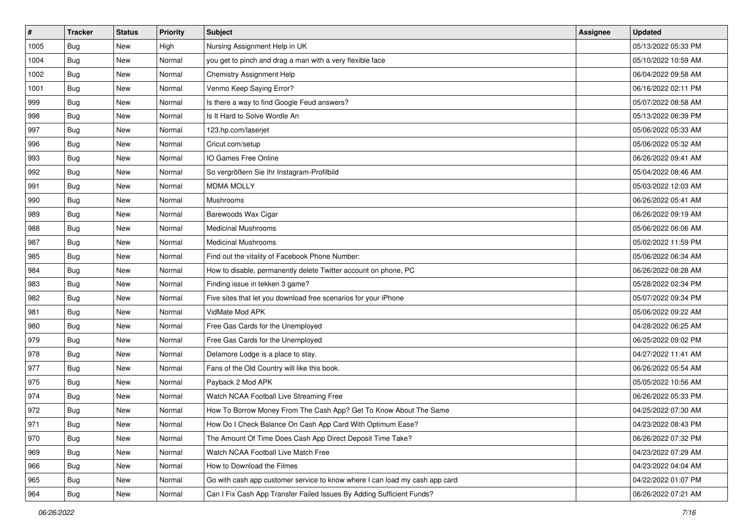| # | Tracker | Status | Priority | Subject | Assignee | Updated |
|---|---|---|---|---|---|---|
| 1005 | Bug | New | High | Nursing Assignment Help in UK | | 05/13/2022 05:33 PM |
| 1004 | Bug | New | Normal | you get to pinch and drag a man with a very flexible face | | 05/10/2022 10:59 AM |
| 1002 | Bug | New | Normal | Chemistry Assignment Help | | 06/04/2022 09:58 AM |
| 1001 | Bug | New | Normal | Venmo Keep Saying Error? | | 06/16/2022 02:11 PM |
| 999 | Bug | New | Normal | Is there a way to find Google Feud answers? | | 05/07/2022 08:58 AM |
| 998 | Bug | New | Normal | Is It Hard to Solve Wordle An | | 05/13/2022 06:39 PM |
| 997 | Bug | New | Normal | 123.hp.com/laserjet | | 05/06/2022 05:33 AM |
| 996 | Bug | New | Normal | Cricut.com/setup | | 05/06/2022 05:32 AM |
| 993 | Bug | New | Normal | IO Games Free Online | | 06/26/2022 09:41 AM |
| 992 | Bug | New | Normal | So vergrößern Sie Ihr Instagram-Profilbild | | 05/04/2022 08:46 AM |
| 991 | Bug | New | Normal | MDMA MOLLY | | 05/03/2022 12:03 AM |
| 990 | Bug | New | Normal | Mushrooms | | 06/26/2022 05:41 AM |
| 989 | Bug | New | Normal | Barewoods Wax Cigar | | 06/26/2022 09:19 AM |
| 988 | Bug | New | Normal | Medicinal Mushrooms | | 05/06/2022 06:06 AM |
| 987 | Bug | New | Normal | Medicinal Mushrooms | | 05/02/2022 11:59 PM |
| 985 | Bug | New | Normal | Find out the vitality of Facebook Phone Number: | | 05/06/2022 06:34 AM |
| 984 | Bug | New | Normal | How to disable, permanently delete Twitter account on phone, PC | | 06/26/2022 08:28 AM |
| 983 | Bug | New | Normal | Finding issue in tekken 3 game? | | 05/28/2022 02:34 PM |
| 982 | Bug | New | Normal | Five sites that let you download free scenarios for your iPhone | | 05/07/2022 09:34 PM |
| 981 | Bug | New | Normal | VidMate Mod APK | | 05/06/2022 09:22 AM |
| 980 | Bug | New | Normal | Free Gas Cards for the Unemployed | | 04/28/2022 06:25 AM |
| 979 | Bug | New | Normal | Free Gas Cards for the Unemployed | | 06/25/2022 09:02 PM |
| 978 | Bug | New | Normal | Delamore Lodge is a place to stay. | | 04/27/2022 11:41 AM |
| 977 | Bug | New | Normal | Fans of the Old Country will like this book. | | 06/26/2022 05:54 AM |
| 975 | Bug | New | Normal | Payback 2 Mod APK | | 05/05/2022 10:56 AM |
| 974 | Bug | New | Normal | Watch NCAA Football Live Streaming Free | | 06/26/2022 05:33 PM |
| 972 | Bug | New | Normal | How To Borrow Money From The Cash App? Get To Know About The Same | | 04/25/2022 07:30 AM |
| 971 | Bug | New | Normal | How Do I Check Balance On Cash App Card With Optimum Ease? | | 04/23/2022 08:43 PM |
| 970 | Bug | New | Normal | The Amount Of Time Does Cash App Direct Deposit Time Take? | | 06/26/2022 07:32 PM |
| 969 | Bug | New | Normal | Watch NCAA Football Live Match Free | | 04/23/2022 07:29 AM |
| 966 | Bug | New | Normal | How to Download the Filmes | | 04/23/2022 04:04 AM |
| 965 | Bug | New | Normal | Go with cash app customer service to know where I can load my cash app card | | 04/22/2022 01:07 PM |
| 964 | Bug | New | Normal | Can I Fix Cash App Transfer Failed Issues By Adding Sufficient Funds? | | 06/26/2022 07:21 AM |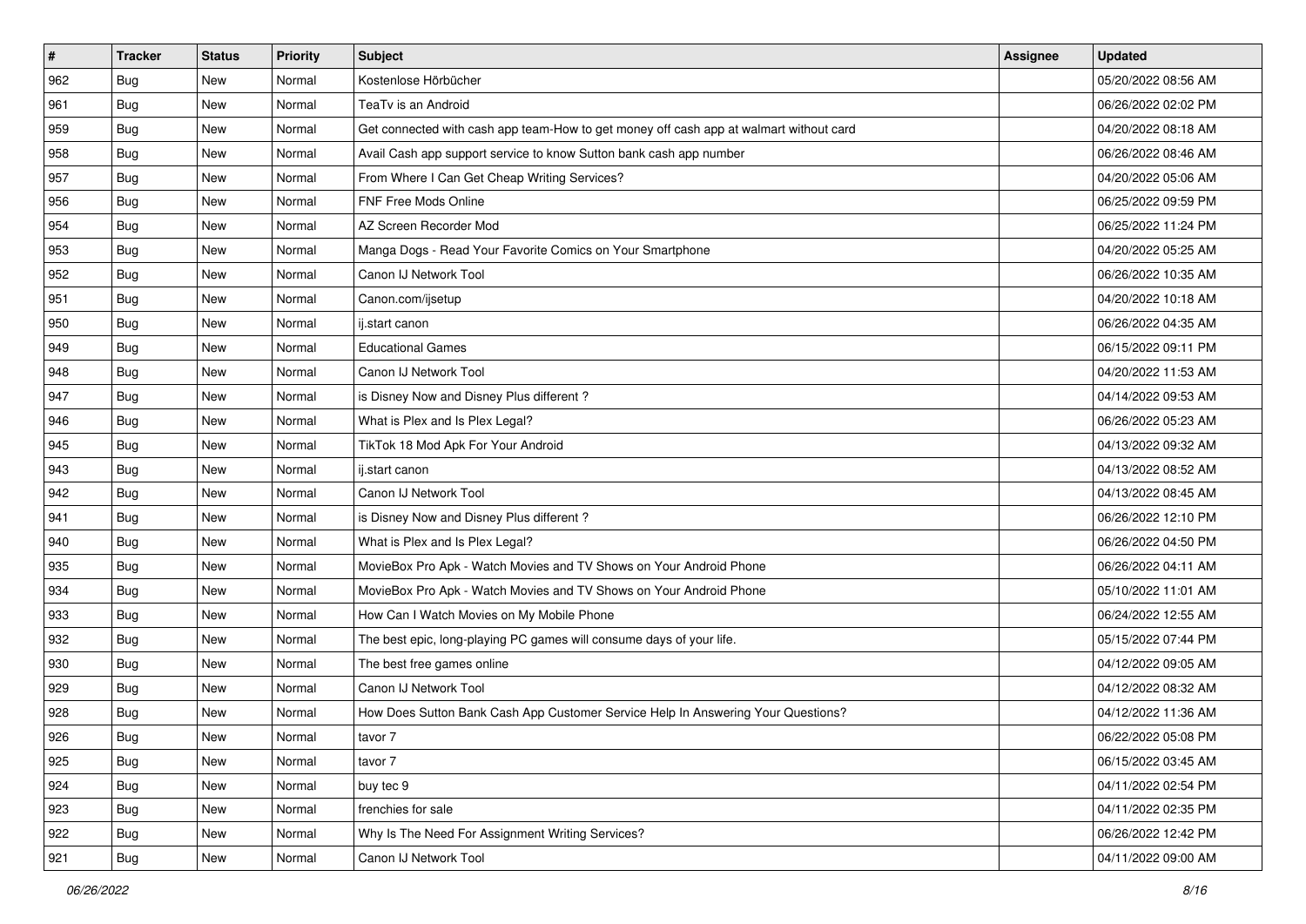| # | Tracker | Status | Priority | Subject | Assignee | Updated |
|---|---|---|---|---|---|---|
| 962 | Bug | New | Normal | Kostenlose Hörbücher | | 05/20/2022 08:56 AM |
| 961 | Bug | New | Normal | TeaTv is an Android | | 06/26/2022 02:02 PM |
| 959 | Bug | New | Normal | Get connected with cash app team-How to get money off cash app at walmart without card | | 04/20/2022 08:18 AM |
| 958 | Bug | New | Normal | Avail Cash app support service to know Sutton bank cash app number | | 06/26/2022 08:46 AM |
| 957 | Bug | New | Normal | From Where I Can Get Cheap Writing Services? | | 04/20/2022 05:06 AM |
| 956 | Bug | New | Normal | FNF Free Mods Online | | 06/25/2022 09:59 PM |
| 954 | Bug | New | Normal | AZ Screen Recorder Mod | | 06/25/2022 11:24 PM |
| 953 | Bug | New | Normal | Manga Dogs - Read Your Favorite Comics on Your Smartphone | | 04/20/2022 05:25 AM |
| 952 | Bug | New | Normal | Canon IJ Network Tool | | 06/26/2022 10:35 AM |
| 951 | Bug | New | Normal | Canon.com/ijsetup | | 04/20/2022 10:18 AM |
| 950 | Bug | New | Normal | ij.start canon | | 06/26/2022 04:35 AM |
| 949 | Bug | New | Normal | Educational Games | | 06/15/2022 09:11 PM |
| 948 | Bug | New | Normal | Canon IJ Network Tool | | 04/20/2022 11:53 AM |
| 947 | Bug | New | Normal | is Disney Now and Disney Plus different ? | | 04/14/2022 09:53 AM |
| 946 | Bug | New | Normal | What is Plex and Is Plex Legal? | | 06/26/2022 05:23 AM |
| 945 | Bug | New | Normal | TikTok 18 Mod Apk For Your Android | | 04/13/2022 09:32 AM |
| 943 | Bug | New | Normal | ij.start canon | | 04/13/2022 08:52 AM |
| 942 | Bug | New | Normal | Canon IJ Network Tool | | 04/13/2022 08:45 AM |
| 941 | Bug | New | Normal | is Disney Now and Disney Plus different ? | | 06/26/2022 12:10 PM |
| 940 | Bug | New | Normal | What is Plex and Is Plex Legal? | | 06/26/2022 04:50 PM |
| 935 | Bug | New | Normal | MovieBox Pro Apk - Watch Movies and TV Shows on Your Android Phone | | 06/26/2022 04:11 AM |
| 934 | Bug | New | Normal | MovieBox Pro Apk - Watch Movies and TV Shows on Your Android Phone | | 05/10/2022 11:01 AM |
| 933 | Bug | New | Normal | How Can I Watch Movies on My Mobile Phone | | 06/24/2022 12:55 AM |
| 932 | Bug | New | Normal | The best epic, long-playing PC games will consume days of your life. | | 05/15/2022 07:44 PM |
| 930 | Bug | New | Normal | The best free games online | | 04/12/2022 09:05 AM |
| 929 | Bug | New | Normal | Canon IJ Network Tool | | 04/12/2022 08:32 AM |
| 928 | Bug | New | Normal | How Does Sutton Bank Cash App Customer Service Help In Answering Your Questions? | | 04/12/2022 11:36 AM |
| 926 | Bug | New | Normal | tavor 7 | | 06/22/2022 05:08 PM |
| 925 | Bug | New | Normal | tavor 7 | | 06/15/2022 03:45 AM |
| 924 | Bug | New | Normal | buy tec 9 | | 04/11/2022 02:54 PM |
| 923 | Bug | New | Normal | frenchies for sale | | 04/11/2022 02:35 PM |
| 922 | Bug | New | Normal | Why Is The Need For Assignment Writing Services? | | 06/26/2022 12:42 PM |
| 921 | Bug | New | Normal | Canon IJ Network Tool | | 04/11/2022 09:00 AM |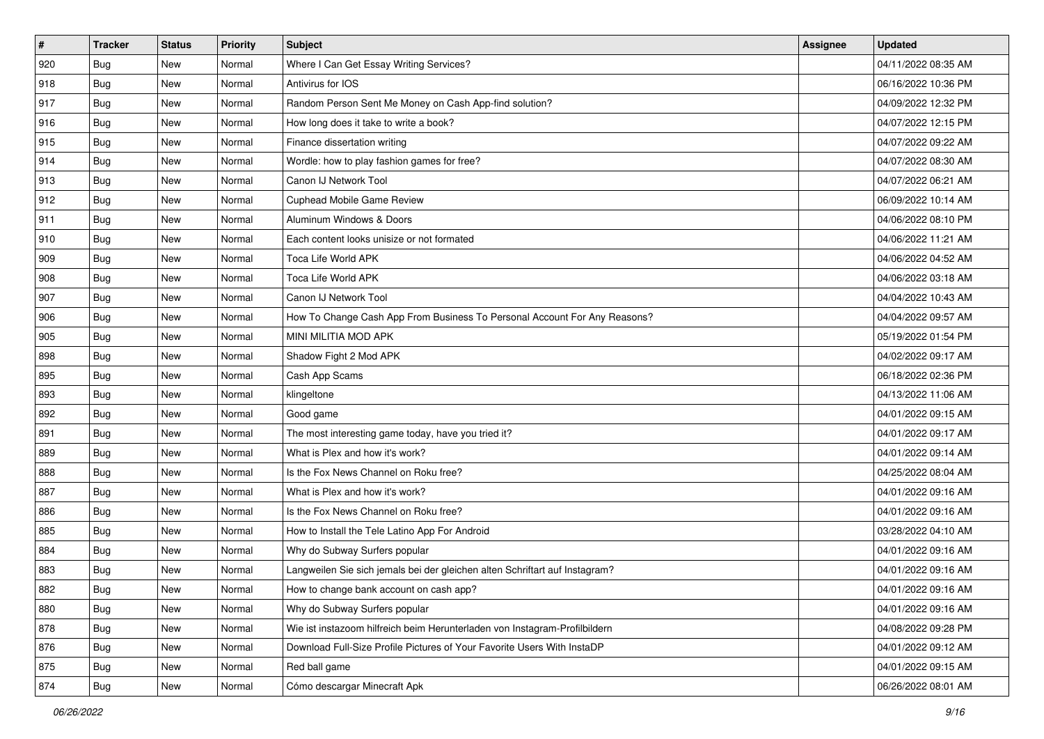| # | Tracker | Status | Priority | Subject | Assignee | Updated |
|---|---|---|---|---|---|---|
| 920 | Bug | New | Normal | Where I Can Get Essay Writing Services? | | 04/11/2022 08:35 AM |
| 918 | Bug | New | Normal | Antivirus for IOS | | 06/16/2022 10:36 PM |
| 917 | Bug | New | Normal | Random Person Sent Me Money on Cash App-find solution? | | 04/09/2022 12:32 PM |
| 916 | Bug | New | Normal | How long does it take to write a book? | | 04/07/2022 12:15 PM |
| 915 | Bug | New | Normal | Finance dissertation writing | | 04/07/2022 09:22 AM |
| 914 | Bug | New | Normal | Wordle: how to play fashion games for free? | | 04/07/2022 08:30 AM |
| 913 | Bug | New | Normal | Canon IJ Network Tool | | 04/07/2022 06:21 AM |
| 912 | Bug | New | Normal | Cuphead Mobile Game Review | | 06/09/2022 10:14 AM |
| 911 | Bug | New | Normal | Aluminum Windows & Doors | | 04/06/2022 08:10 PM |
| 910 | Bug | New | Normal | Each content looks unisize or not formated | | 04/06/2022 11:21 AM |
| 909 | Bug | New | Normal | Toca Life World APK | | 04/06/2022 04:52 AM |
| 908 | Bug | New | Normal | Toca Life World APK | | 04/06/2022 03:18 AM |
| 907 | Bug | New | Normal | Canon IJ Network Tool | | 04/04/2022 10:43 AM |
| 906 | Bug | New | Normal | How To Change Cash App From Business To Personal Account For Any Reasons? | | 04/04/2022 09:57 AM |
| 905 | Bug | New | Normal | MINI MILITIA MOD APK | | 05/19/2022 01:54 PM |
| 898 | Bug | New | Normal | Shadow Fight 2 Mod APK | | 04/02/2022 09:17 AM |
| 895 | Bug | New | Normal | Cash App Scams | | 06/18/2022 02:36 PM |
| 893 | Bug | New | Normal | klingeltone | | 04/13/2022 11:06 AM |
| 892 | Bug | New | Normal | Good game | | 04/01/2022 09:15 AM |
| 891 | Bug | New | Normal | The most interesting game today, have you tried it? | | 04/01/2022 09:17 AM |
| 889 | Bug | New | Normal | What is Plex and how it's work? | | 04/01/2022 09:14 AM |
| 888 | Bug | New | Normal | Is the Fox News Channel on Roku free? | | 04/25/2022 08:04 AM |
| 887 | Bug | New | Normal | What is Plex and how it's work? | | 04/01/2022 09:16 AM |
| 886 | Bug | New | Normal | Is the Fox News Channel on Roku free? | | 04/01/2022 09:16 AM |
| 885 | Bug | New | Normal | How to Install the Tele Latino App For Android | | 03/28/2022 04:10 AM |
| 884 | Bug | New | Normal | Why do Subway Surfers popular | | 04/01/2022 09:16 AM |
| 883 | Bug | New | Normal | Langweilen Sie sich jemals bei der gleichen alten Schriftart auf Instagram? | | 04/01/2022 09:16 AM |
| 882 | Bug | New | Normal | How to change bank account on cash app? | | 04/01/2022 09:16 AM |
| 880 | Bug | New | Normal | Why do Subway Surfers popular | | 04/01/2022 09:16 AM |
| 878 | Bug | New | Normal | Wie ist instazoom hilfreich beim Herunterladen von Instagram-Profilbildern | | 04/08/2022 09:28 PM |
| 876 | Bug | New | Normal | Download Full-Size Profile Pictures of Your Favorite Users With InstaDP | | 04/01/2022 09:12 AM |
| 875 | Bug | New | Normal | Red ball game | | 04/01/2022 09:15 AM |
| 874 | Bug | New | Normal | Cómo descargar Minecraft Apk | | 06/26/2022 08:01 AM |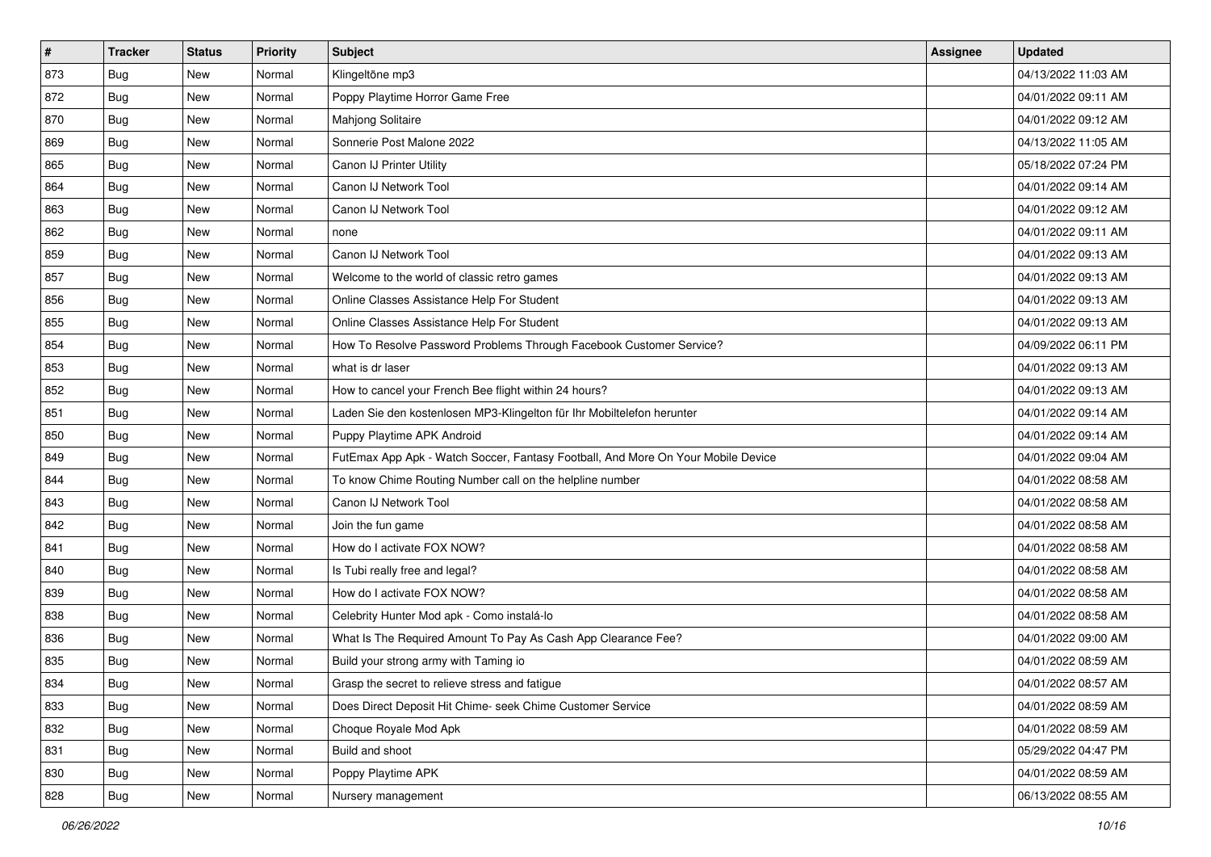| # | Tracker | Status | Priority | Subject | Assignee | Updated |
|---|---|---|---|---|---|---|
| 873 | Bug | New | Normal | Klingeltöne mp3 | | 04/13/2022 11:03 AM |
| 872 | Bug | New | Normal | Poppy Playtime Horror Game Free | | 04/01/2022 09:11 AM |
| 870 | Bug | New | Normal | Mahjong Solitaire | | 04/01/2022 09:12 AM |
| 869 | Bug | New | Normal | Sonnerie Post Malone 2022 | | 04/13/2022 11:05 AM |
| 865 | Bug | New | Normal | Canon IJ Printer Utility | | 05/18/2022 07:24 PM |
| 864 | Bug | New | Normal | Canon IJ Network Tool | | 04/01/2022 09:14 AM |
| 863 | Bug | New | Normal | Canon IJ Network Tool | | 04/01/2022 09:12 AM |
| 862 | Bug | New | Normal | none | | 04/01/2022 09:11 AM |
| 859 | Bug | New | Normal | Canon IJ Network Tool | | 04/01/2022 09:13 AM |
| 857 | Bug | New | Normal | Welcome to the world of classic retro games | | 04/01/2022 09:13 AM |
| 856 | Bug | New | Normal | Online Classes Assistance Help For Student | | 04/01/2022 09:13 AM |
| 855 | Bug | New | Normal | Online Classes Assistance Help For Student | | 04/01/2022 09:13 AM |
| 854 | Bug | New | Normal | How To Resolve Password Problems Through Facebook Customer Service? | | 04/09/2022 06:11 PM |
| 853 | Bug | New | Normal | what is dr laser | | 04/01/2022 09:13 AM |
| 852 | Bug | New | Normal | How to cancel your French Bee flight within 24 hours? | | 04/01/2022 09:13 AM |
| 851 | Bug | New | Normal | Laden Sie den kostenlosen MP3-Klingelton für Ihr Mobiltelefon herunter | | 04/01/2022 09:14 AM |
| 850 | Bug | New | Normal | Puppy Playtime APK Android | | 04/01/2022 09:14 AM |
| 849 | Bug | New | Normal | FutEmax App Apk - Watch Soccer, Fantasy Football, And More On Your Mobile Device | | 04/01/2022 09:04 AM |
| 844 | Bug | New | Normal | To know Chime Routing Number call on the helpline number | | 04/01/2022 08:58 AM |
| 843 | Bug | New | Normal | Canon IJ Network Tool | | 04/01/2022 08:58 AM |
| 842 | Bug | New | Normal | Join the fun game | | 04/01/2022 08:58 AM |
| 841 | Bug | New | Normal | How do I activate FOX NOW? | | 04/01/2022 08:58 AM |
| 840 | Bug | New | Normal | Is Tubi really free and legal? | | 04/01/2022 08:58 AM |
| 839 | Bug | New | Normal | How do I activate FOX NOW? | | 04/01/2022 08:58 AM |
| 838 | Bug | New | Normal | Celebrity Hunter Mod apk - Como instalá-lo | | 04/01/2022 08:58 AM |
| 836 | Bug | New | Normal | What Is The Required Amount To Pay As Cash App Clearance Fee? | | 04/01/2022 09:00 AM |
| 835 | Bug | New | Normal | Build your strong army with Taming io | | 04/01/2022 08:59 AM |
| 834 | Bug | New | Normal | Grasp the secret to relieve stress and fatigue | | 04/01/2022 08:57 AM |
| 833 | Bug | New | Normal | Does Direct Deposit Hit Chime- seek Chime Customer Service | | 04/01/2022 08:59 AM |
| 832 | Bug | New | Normal | Choque Royale Mod Apk | | 04/01/2022 08:59 AM |
| 831 | Bug | New | Normal | Build and shoot | | 05/29/2022 04:47 PM |
| 830 | Bug | New | Normal | Poppy Playtime APK | | 04/01/2022 08:59 AM |
| 828 | Bug | New | Normal | Nursery management | | 06/13/2022 08:55 AM |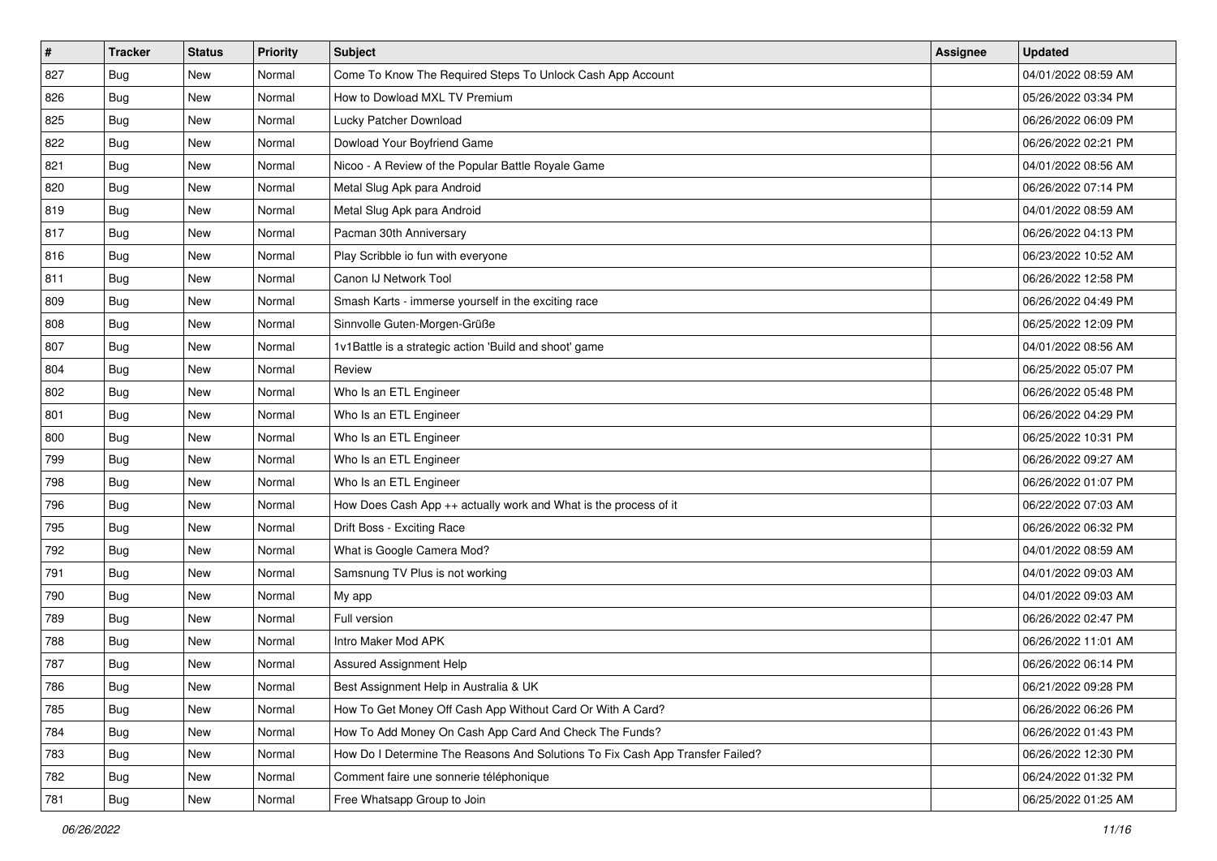| # | Tracker | Status | Priority | Subject | Assignee | Updated |
|---|---|---|---|---|---|---|
| 827 | Bug | New | Normal | Come To Know The Required Steps To Unlock Cash App Account | | 04/01/2022 08:59 AM |
| 826 | Bug | New | Normal | How to Dowload MXL TV Premium | | 05/26/2022 03:34 PM |
| 825 | Bug | New | Normal | Lucky Patcher Download | | 06/26/2022 06:09 PM |
| 822 | Bug | New | Normal | Dowload Your Boyfriend Game | | 06/26/2022 02:21 PM |
| 821 | Bug | New | Normal | Nicoo - A Review of the Popular Battle Royale Game | | 04/01/2022 08:56 AM |
| 820 | Bug | New | Normal | Metal Slug Apk para Android | | 06/26/2022 07:14 PM |
| 819 | Bug | New | Normal | Metal Slug Apk para Android | | 04/01/2022 08:59 AM |
| 817 | Bug | New | Normal | Pacman 30th Anniversary | | 06/26/2022 04:13 PM |
| 816 | Bug | New | Normal | Play Scribble io fun with everyone | | 06/23/2022 10:52 AM |
| 811 | Bug | New | Normal | Canon IJ Network Tool | | 06/26/2022 12:58 PM |
| 809 | Bug | New | Normal | Smash Karts - immerse yourself in the exciting race | | 06/26/2022 04:49 PM |
| 808 | Bug | New | Normal | Sinnvolle Guten-Morgen-Grüße | | 06/25/2022 12:09 PM |
| 807 | Bug | New | Normal | 1v1Battle is a strategic action 'Build and shoot' game | | 04/01/2022 08:56 AM |
| 804 | Bug | New | Normal | Review | | 06/25/2022 05:07 PM |
| 802 | Bug | New | Normal | Who Is an ETL Engineer | | 06/26/2022 05:48 PM |
| 801 | Bug | New | Normal | Who Is an ETL Engineer | | 06/26/2022 04:29 PM |
| 800 | Bug | New | Normal | Who Is an ETL Engineer | | 06/25/2022 10:31 PM |
| 799 | Bug | New | Normal | Who Is an ETL Engineer | | 06/26/2022 09:27 AM |
| 798 | Bug | New | Normal | Who Is an ETL Engineer | | 06/26/2022 01:07 PM |
| 796 | Bug | New | Normal | How Does Cash App ++ actually work and What is the process of it | | 06/22/2022 07:03 AM |
| 795 | Bug | New | Normal | Drift Boss - Exciting Race | | 06/26/2022 06:32 PM |
| 792 | Bug | New | Normal | What is Google Camera Mod? | | 04/01/2022 08:59 AM |
| 791 | Bug | New | Normal | Samsnung TV Plus is not working | | 04/01/2022 09:03 AM |
| 790 | Bug | New | Normal | My app | | 04/01/2022 09:03 AM |
| 789 | Bug | New | Normal | Full version | | 06/26/2022 02:47 PM |
| 788 | Bug | New | Normal | Intro Maker Mod APK | | 06/26/2022 11:01 AM |
| 787 | Bug | New | Normal | Assured Assignment Help | | 06/26/2022 06:14 PM |
| 786 | Bug | New | Normal | Best Assignment Help in Australia & UK | | 06/21/2022 09:28 PM |
| 785 | Bug | New | Normal | How To Get Money Off Cash App Without Card Or With A Card? | | 06/26/2022 06:26 PM |
| 784 | Bug | New | Normal | How To Add Money On Cash App Card And Check The Funds? | | 06/26/2022 01:43 PM |
| 783 | Bug | New | Normal | How Do I Determine The Reasons And Solutions To Fix Cash App Transfer Failed? | | 06/26/2022 12:30 PM |
| 782 | Bug | New | Normal | Comment faire une sonnerie téléphonique | | 06/24/2022 01:32 PM |
| 781 | Bug | New | Normal | Free Whatsapp Group to Join | | 06/25/2022 01:25 AM |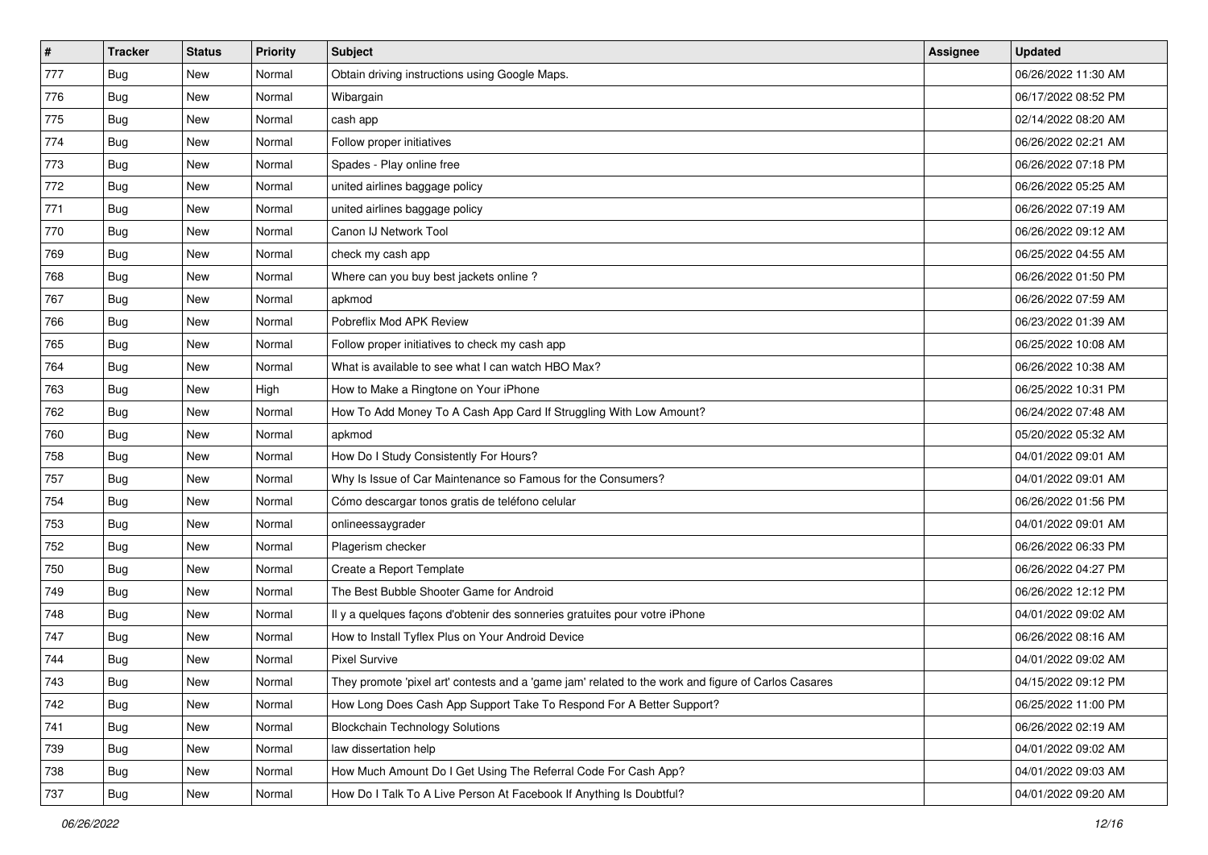| # | Tracker | Status | Priority | Subject | Assignee | Updated |
|---|---|---|---|---|---|---|
| 777 | Bug | New | Normal | Obtain driving instructions using Google Maps. | | 06/26/2022 11:30 AM |
| 776 | Bug | New | Normal | Wibargain | | 06/17/2022 08:52 PM |
| 775 | Bug | New | Normal | cash app | | 02/14/2022 08:20 AM |
| 774 | Bug | New | Normal | Follow proper initiatives | | 06/26/2022 02:21 AM |
| 773 | Bug | New | Normal | Spades - Play online free | | 06/26/2022 07:18 PM |
| 772 | Bug | New | Normal | united airlines baggage policy | | 06/26/2022 05:25 AM |
| 771 | Bug | New | Normal | united airlines baggage policy | | 06/26/2022 07:19 AM |
| 770 | Bug | New | Normal | Canon IJ Network Tool | | 06/26/2022 09:12 AM |
| 769 | Bug | New | Normal | check my cash app | | 06/25/2022 04:55 AM |
| 768 | Bug | New | Normal | Where can you buy best jackets online ? | | 06/26/2022 01:50 PM |
| 767 | Bug | New | Normal | apkmod | | 06/26/2022 07:59 AM |
| 766 | Bug | New | Normal | Pobreflix Mod APK Review | | 06/23/2022 01:39 AM |
| 765 | Bug | New | Normal | Follow proper initiatives to check my cash app | | 06/25/2022 10:08 AM |
| 764 | Bug | New | Normal | What is available to see what I can watch HBO Max? | | 06/26/2022 10:38 AM |
| 763 | Bug | New | High | How to Make a Ringtone on Your iPhone | | 06/25/2022 10:31 PM |
| 762 | Bug | New | Normal | How To Add Money To A Cash App Card If Struggling With Low Amount? | | 06/24/2022 07:48 AM |
| 760 | Bug | New | Normal | apkmod | | 05/20/2022 05:32 AM |
| 758 | Bug | New | Normal | How Do I Study Consistently For Hours? | | 04/01/2022 09:01 AM |
| 757 | Bug | New | Normal | Why Is Issue of Car Maintenance so Famous for the Consumers? | | 04/01/2022 09:01 AM |
| 754 | Bug | New | Normal | Cómo descargar tonos gratis de teléfono celular | | 06/26/2022 01:56 PM |
| 753 | Bug | New | Normal | onlineessaygrader | | 04/01/2022 09:01 AM |
| 752 | Bug | New | Normal | Plagerism checker | | 06/26/2022 06:33 PM |
| 750 | Bug | New | Normal | Create a Report Template | | 06/26/2022 04:27 PM |
| 749 | Bug | New | Normal | The Best Bubble Shooter Game for Android | | 06/26/2022 12:12 PM |
| 748 | Bug | New | Normal | Il y a quelques façons d'obtenir des sonneries gratuites pour votre iPhone | | 04/01/2022 09:02 AM |
| 747 | Bug | New | Normal | How to Install Tyflex Plus on Your Android Device | | 06/26/2022 08:16 AM |
| 744 | Bug | New | Normal | Pixel Survive | | 04/01/2022 09:02 AM |
| 743 | Bug | New | Normal | They promote 'pixel art' contests and a 'game jam' related to the work and figure of Carlos Casares | | 04/15/2022 09:12 PM |
| 742 | Bug | New | Normal | How Long Does Cash App Support Take To Respond For A Better Support? | | 06/25/2022 11:00 PM |
| 741 | Bug | New | Normal | Blockchain Technology Solutions | | 06/26/2022 02:19 AM |
| 739 | Bug | New | Normal | law dissertation help | | 04/01/2022 09:02 AM |
| 738 | Bug | New | Normal | How Much Amount Do I Get Using The Referral Code For Cash App? | | 04/01/2022 09:03 AM |
| 737 | Bug | New | Normal | How Do I Talk To A Live Person At Facebook If Anything Is Doubtful? | | 04/01/2022 09:20 AM |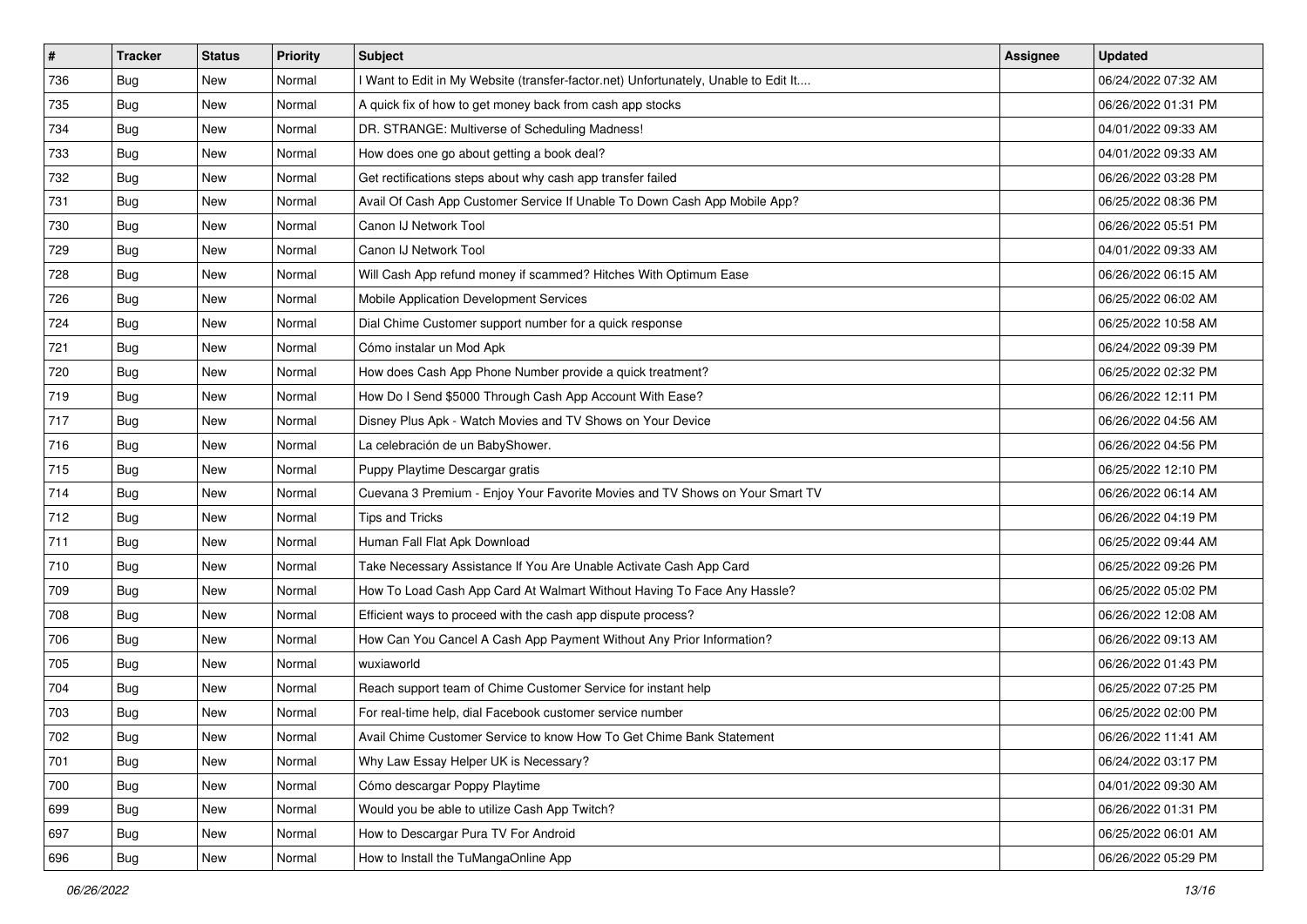| # | Tracker | Status | Priority | Subject | Assignee | Updated |
|---|---|---|---|---|---|---|
| 736 | Bug | New | Normal | I Want to Edit in My Website (transfer-factor.net) Unfortunately, Unable to Edit It.... | | 06/24/2022 07:32 AM |
| 735 | Bug | New | Normal | A quick fix of how to get money back from cash app stocks | | 06/26/2022 01:31 PM |
| 734 | Bug | New | Normal | DR. STRANGE: Multiverse of Scheduling Madness! | | 04/01/2022 09:33 AM |
| 733 | Bug | New | Normal | How does one go about getting a book deal? | | 04/01/2022 09:33 AM |
| 732 | Bug | New | Normal | Get rectifications steps about why cash app transfer failed | | 06/26/2022 03:28 PM |
| 731 | Bug | New | Normal | Avail Of Cash App Customer Service If Unable To Down Cash App Mobile App? | | 06/25/2022 08:36 PM |
| 730 | Bug | New | Normal | Canon IJ Network Tool | | 06/26/2022 05:51 PM |
| 729 | Bug | New | Normal | Canon IJ Network Tool | | 04/01/2022 09:33 AM |
| 728 | Bug | New | Normal | Will Cash App refund money if scammed? Hitches With Optimum Ease | | 06/26/2022 06:15 AM |
| 726 | Bug | New | Normal | Mobile Application Development Services | | 06/25/2022 06:02 AM |
| 724 | Bug | New | Normal | Dial Chime Customer support number for a quick response | | 06/25/2022 10:58 AM |
| 721 | Bug | New | Normal | Cómo instalar un Mod Apk | | 06/24/2022 09:39 PM |
| 720 | Bug | New | Normal | How does Cash App Phone Number provide a quick treatment? | | 06/25/2022 02:32 PM |
| 719 | Bug | New | Normal | How Do I Send $5000 Through Cash App Account With Ease? | | 06/26/2022 12:11 PM |
| 717 | Bug | New | Normal | Disney Plus Apk - Watch Movies and TV Shows on Your Device | | 06/26/2022 04:56 AM |
| 716 | Bug | New | Normal | La celebración de un BabyShower. | | 06/26/2022 04:56 PM |
| 715 | Bug | New | Normal | Puppy Playtime Descargar gratis | | 06/25/2022 12:10 PM |
| 714 | Bug | New | Normal | Cuevana 3 Premium - Enjoy Your Favorite Movies and TV Shows on Your Smart TV | | 06/26/2022 06:14 AM |
| 712 | Bug | New | Normal | Tips and Tricks | | 06/26/2022 04:19 PM |
| 711 | Bug | New | Normal | Human Fall Flat Apk Download | | 06/25/2022 09:44 AM |
| 710 | Bug | New | Normal | Take Necessary Assistance If You Are Unable Activate Cash App Card | | 06/25/2022 09:26 PM |
| 709 | Bug | New | Normal | How To Load Cash App Card At Walmart Without Having To Face Any Hassle? | | 06/25/2022 05:02 PM |
| 708 | Bug | New | Normal | Efficient ways to proceed with the cash app dispute process? | | 06/26/2022 12:08 AM |
| 706 | Bug | New | Normal | How Can You Cancel A Cash App Payment Without Any Prior Information? | | 06/26/2022 09:13 AM |
| 705 | Bug | New | Normal | wuxiaworld | | 06/26/2022 01:43 PM |
| 704 | Bug | New | Normal | Reach support team of Chime Customer Service for instant help | | 06/25/2022 07:25 PM |
| 703 | Bug | New | Normal | For real-time help, dial Facebook customer service number | | 06/25/2022 02:00 PM |
| 702 | Bug | New | Normal | Avail Chime Customer Service to know How To Get Chime Bank Statement | | 06/26/2022 11:41 AM |
| 701 | Bug | New | Normal | Why Law Essay Helper UK is Necessary? | | 06/24/2022 03:17 PM |
| 700 | Bug | New | Normal | Cómo descargar Poppy Playtime | | 04/01/2022 09:30 AM |
| 699 | Bug | New | Normal | Would you be able to utilize Cash App Twitch? | | 06/26/2022 01:31 PM |
| 697 | Bug | New | Normal | How to Descargar Pura TV For Android | | 06/25/2022 06:01 AM |
| 696 | Bug | New | Normal | How to Install the TuMangaOnline App | | 06/26/2022 05:29 PM |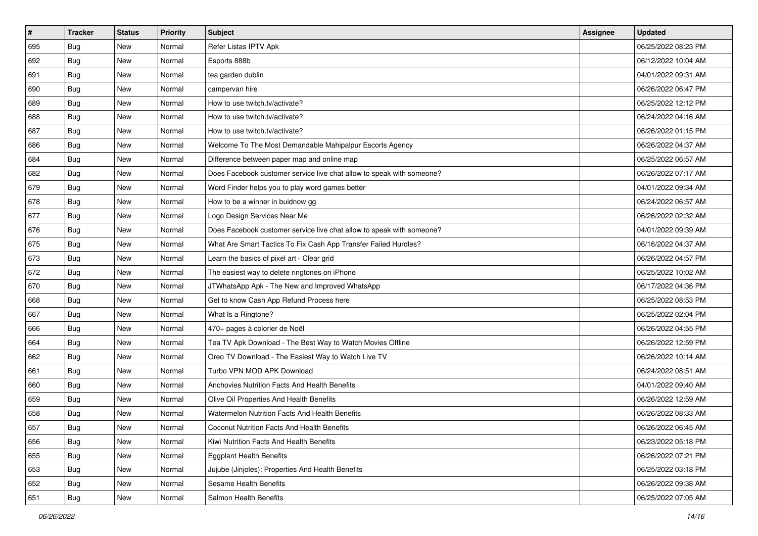| # | Tracker | Status | Priority | Subject | Assignee | Updated |
| --- | --- | --- | --- | --- | --- | --- |
| 695 | Bug | New | Normal | Refer Listas IPTV Apk | | 06/25/2022 08:23 PM |
| 692 | Bug | New | Normal | Esports 888b | | 06/12/2022 10:04 AM |
| 691 | Bug | New | Normal | tea garden dublin | | 04/01/2022 09:31 AM |
| 690 | Bug | New | Normal | campervan hire | | 06/26/2022 06:47 PM |
| 689 | Bug | New | Normal | How to use twitch.tv/activate? | | 06/25/2022 12:12 PM |
| 688 | Bug | New | Normal | How to use twitch.tv/activate? | | 06/24/2022 04:16 AM |
| 687 | Bug | New | Normal | How to use twitch.tv/activate? | | 06/26/2022 01:15 PM |
| 686 | Bug | New | Normal | Welcome To The Most Demandable Mahipalpur Escorts Agency | | 06/26/2022 04:37 AM |
| 684 | Bug | New | Normal | Difference between paper map and online map | | 06/25/2022 06:57 AM |
| 682 | Bug | New | Normal | Does Facebook customer service live chat allow to speak with someone? | | 06/26/2022 07:17 AM |
| 679 | Bug | New | Normal | Word Finder helps you to play word games better | | 04/01/2022 09:34 AM |
| 678 | Bug | New | Normal | How to be a winner in buidnow gg | | 06/24/2022 06:57 AM |
| 677 | Bug | New | Normal | Logo Design Services Near Me | | 06/26/2022 02:32 AM |
| 676 | Bug | New | Normal | Does Facebook customer service live chat allow to speak with someone? | | 04/01/2022 09:39 AM |
| 675 | Bug | New | Normal | What Are Smart Tactics To Fix Cash App Transfer Failed Hurdles? | | 06/16/2022 04:37 AM |
| 673 | Bug | New | Normal | Learn the basics of pixel art - Clear grid | | 06/26/2022 04:57 PM |
| 672 | Bug | New | Normal | The easiest way to delete ringtones on iPhone | | 06/25/2022 10:02 AM |
| 670 | Bug | New | Normal | JTWhatsApp Apk - The New and Improved WhatsApp | | 06/17/2022 04:36 PM |
| 668 | Bug | New | Normal | Get to know Cash App Refund Process here | | 06/25/2022 08:53 PM |
| 667 | Bug | New | Normal | What Is a Ringtone? | | 06/25/2022 02:04 PM |
| 666 | Bug | New | Normal | 470+ pages à colorier de Noël | | 06/26/2022 04:55 PM |
| 664 | Bug | New | Normal | Tea TV Apk Download - The Best Way to Watch Movies Offline | | 06/26/2022 12:59 PM |
| 662 | Bug | New | Normal | Oreo TV Download - The Easiest Way to Watch Live TV | | 06/26/2022 10:14 AM |
| 661 | Bug | New | Normal | Turbo VPN MOD APK Download | | 06/24/2022 08:51 AM |
| 660 | Bug | New | Normal | Anchovies Nutrition Facts And Health Benefits | | 04/01/2022 09:40 AM |
| 659 | Bug | New | Normal | Olive Oil Properties And Health Benefits | | 06/26/2022 12:59 AM |
| 658 | Bug | New | Normal | Watermelon Nutrition Facts And Health Benefits | | 06/26/2022 08:33 AM |
| 657 | Bug | New | Normal | Coconut Nutrition Facts And Health Benefits | | 06/26/2022 06:45 AM |
| 656 | Bug | New | Normal | Kiwi Nutrition Facts And Health Benefits | | 06/23/2022 05:18 PM |
| 655 | Bug | New | Normal | Eggplant Health Benefits | | 06/26/2022 07:21 PM |
| 653 | Bug | New | Normal | Jujube (Jinjoles): Properties And Health Benefits | | 06/25/2022 03:18 PM |
| 652 | Bug | New | Normal | Sesame Health Benefits | | 06/26/2022 09:38 AM |
| 651 | Bug | New | Normal | Salmon Health Benefits | | 06/25/2022 07:05 AM |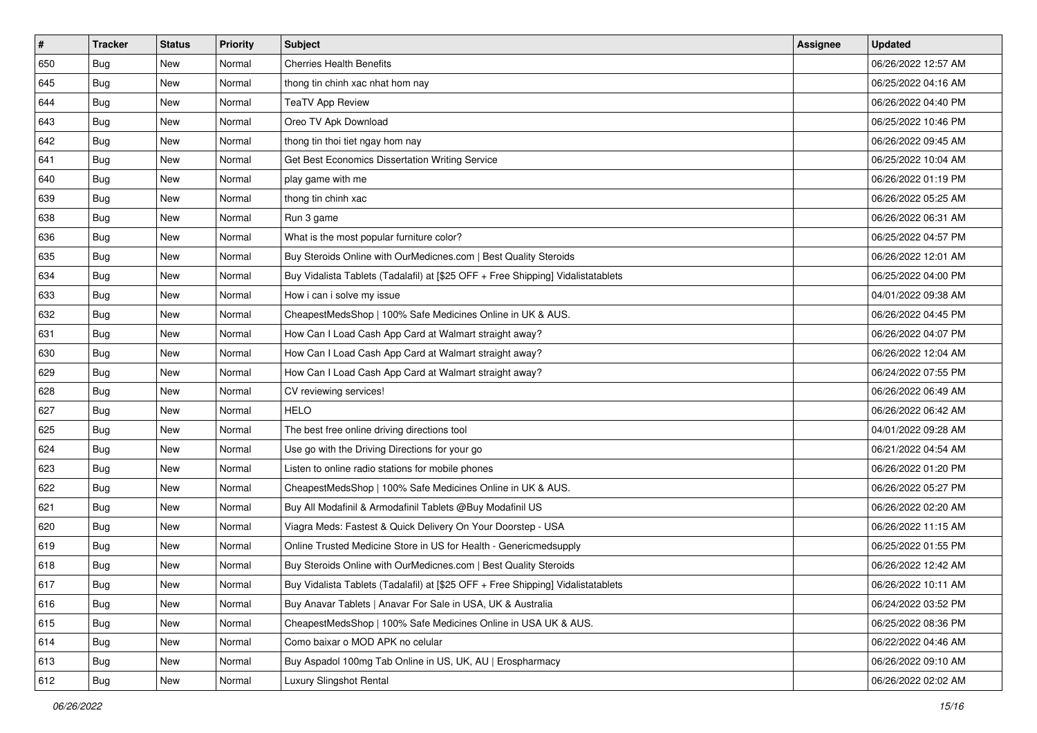| # | Tracker | Status | Priority | Subject | Assignee | Updated |
|---|---|---|---|---|---|---|
| 650 | Bug | New | Normal | Cherries Health Benefits | | 06/26/2022 12:57 AM |
| 645 | Bug | New | Normal | thong tin chinh xac nhat hom nay | | 06/25/2022 04:16 AM |
| 644 | Bug | New | Normal | TeaTV App Review | | 06/26/2022 04:40 PM |
| 643 | Bug | New | Normal | Oreo TV Apk Download | | 06/25/2022 10:46 PM |
| 642 | Bug | New | Normal | thong tin thoi tiet ngay hom nay | | 06/26/2022 09:45 AM |
| 641 | Bug | New | Normal | Get Best Economics Dissertation Writing Service | | 06/25/2022 10:04 AM |
| 640 | Bug | New | Normal | play game with me | | 06/26/2022 01:19 PM |
| 639 | Bug | New | Normal | thong tin chinh xac | | 06/26/2022 05:25 AM |
| 638 | Bug | New | Normal | Run 3 game | | 06/26/2022 06:31 AM |
| 636 | Bug | New | Normal | What is the most popular furniture color? | | 06/25/2022 04:57 PM |
| 635 | Bug | New | Normal | Buy Steroids Online with OurMedicnes.com \| Best Quality Steroids | | 06/26/2022 12:01 AM |
| 634 | Bug | New | Normal | Buy Vidalista Tablets (Tadalafil) at [$25 OFF + Free Shipping] Vidalistatablets | | 06/25/2022 04:00 PM |
| 633 | Bug | New | Normal | How i can i solve my issue | | 04/01/2022 09:38 AM |
| 632 | Bug | New | Normal | CheapestMedsShop \| 100% Safe Medicines Online in UK & AUS. | | 06/26/2022 04:45 PM |
| 631 | Bug | New | Normal | How Can I Load Cash App Card at Walmart straight away? | | 06/26/2022 04:07 PM |
| 630 | Bug | New | Normal | How Can I Load Cash App Card at Walmart straight away? | | 06/26/2022 12:04 AM |
| 629 | Bug | New | Normal | How Can I Load Cash App Card at Walmart straight away? | | 06/24/2022 07:55 PM |
| 628 | Bug | New | Normal | CV reviewing services! | | 06/26/2022 06:49 AM |
| 627 | Bug | New | Normal | HELO | | 06/26/2022 06:42 AM |
| 625 | Bug | New | Normal | The best free online driving directions tool | | 04/01/2022 09:28 AM |
| 624 | Bug | New | Normal | Use go with the Driving Directions for your go | | 06/21/2022 04:54 AM |
| 623 | Bug | New | Normal | Listen to online radio stations for mobile phones | | 06/26/2022 01:20 PM |
| 622 | Bug | New | Normal | CheapestMedsShop \| 100% Safe Medicines Online in UK & AUS. | | 06/26/2022 05:27 PM |
| 621 | Bug | New | Normal | Buy All Modafinil & Armodafinil Tablets @Buy Modafinil US | | 06/26/2022 02:20 AM |
| 620 | Bug | New | Normal | Viagra Meds: Fastest & Quick Delivery On Your Doorstep - USA | | 06/26/2022 11:15 AM |
| 619 | Bug | New | Normal | Online Trusted Medicine Store in US for Health - Genericmedsupply | | 06/25/2022 01:55 PM |
| 618 | Bug | New | Normal | Buy Steroids Online with OurMedicnes.com \| Best Quality Steroids | | 06/26/2022 12:42 AM |
| 617 | Bug | New | Normal | Buy Vidalista Tablets (Tadalafil) at [$25 OFF + Free Shipping] Vidalistatablets | | 06/26/2022 10:11 AM |
| 616 | Bug | New | Normal | Buy Anavar Tablets \| Anavar For Sale in USA, UK & Australia | | 06/24/2022 03:52 PM |
| 615 | Bug | New | Normal | CheapestMedsShop \| 100% Safe Medicines Online in USA UK & AUS. | | 06/25/2022 08:36 PM |
| 614 | Bug | New | Normal | Como baixar o MOD APK no celular | | 06/22/2022 04:46 AM |
| 613 | Bug | New | Normal | Buy Aspadol 100mg Tab Online in US, UK, AU \| Erospharmacy | | 06/26/2022 09:10 AM |
| 612 | Bug | New | Normal | Luxury Slingshot Rental | | 06/26/2022 02:02 AM |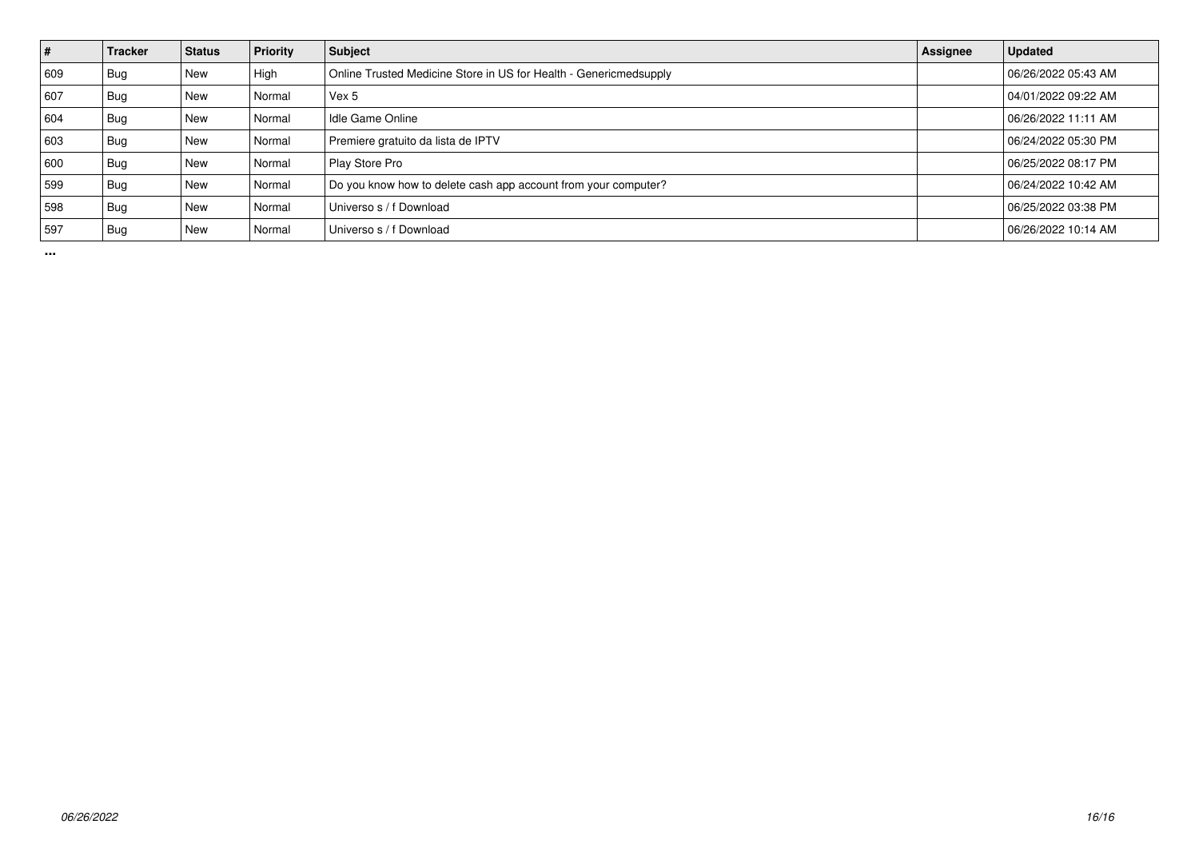| # | Tracker | Status | Priority | Subject | Assignee | Updated |
|---|---|---|---|---|---|---|
| 609 | Bug | New | High | Online Trusted Medicine Store in US for Health - Genericmedsupply | | 06/26/2022 05:43 AM |
| 607 | Bug | New | Normal | Vex 5 | | 04/01/2022 09:22 AM |
| 604 | Bug | New | Normal | Idle Game Online | | 06/26/2022 11:11 AM |
| 603 | Bug | New | Normal | Premiere gratuito da lista de IPTV | | 06/24/2022 05:30 PM |
| 600 | Bug | New | Normal | Play Store Pro | | 06/25/2022 08:17 PM |
| 599 | Bug | New | Normal | Do you know how to delete cash app account from your computer? | | 06/24/2022 10:42 AM |
| 598 | Bug | New | Normal | Universo s / f Download | | 06/25/2022 03:38 PM |
| 597 | Bug | New | Normal | Universo s / f Download | | 06/26/2022 10:14 AM |

...